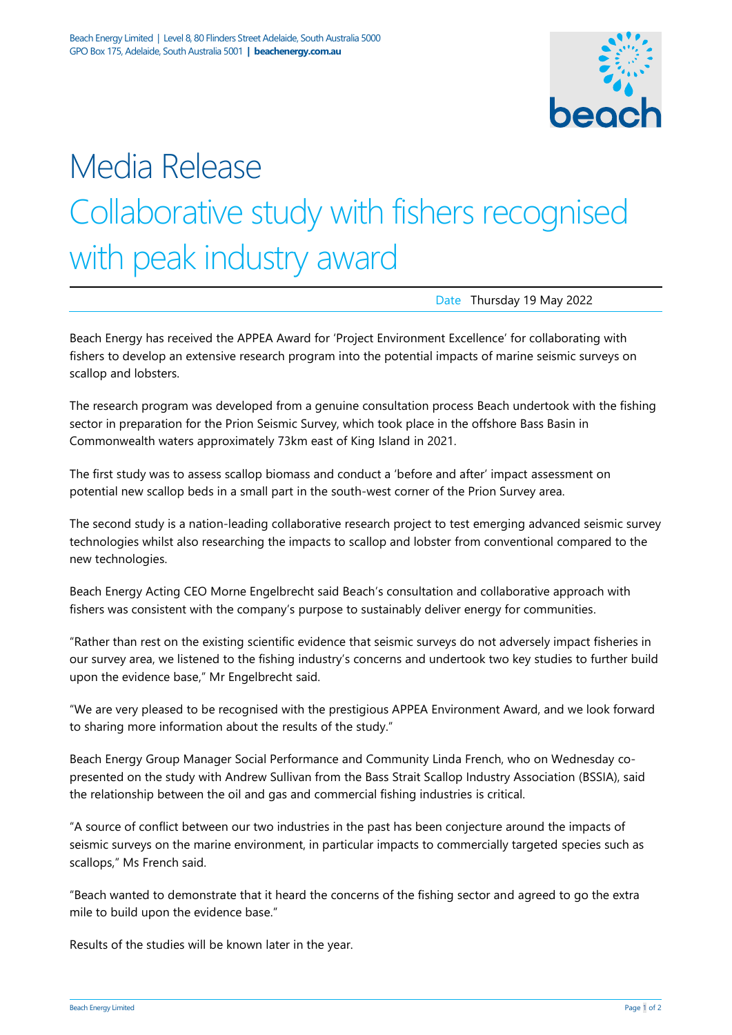Beach Energy Limited | Level 8, 80 Flinders Street Adelaide, South Australia 5000
GPO Box 175, Adelaide, South Australia 5001 | **beachenergy.com.au**

# Media Release

## Collaborative study with fishers recognised with peak industry award

Date Thursday 19 May 2022

Beach Energy has received the APPEA Award for 'Project Environment Excellence' for collaborating with fishers to develop an extensive research program into the potential impacts of marine seismic surveys on scallop and lobsters.

The research program was developed from a genuine consultation process Beach undertook with the fishing sector in preparation for the Prion Seismic Survey, which took place in the offshore Bass Basin in Commonwealth waters approximately 73km east of King Island in 2021.

The first study was to assess scallop biomass and conduct a 'before and after' impact assessment on potential new scallop beds in a small part in the south-west corner of the Prion Survey area.

The second study is a nation-leading collaborative research project to test emerging advanced seismic survey technologies whilst also researching the impacts to scallop and lobster from conventional compared to the new technologies.

Beach Energy Acting CEO Morne Engelbrecht said Beach's consultation and collaborative approach with fishers was consistent with the company's purpose to sustainably deliver energy for communities.

"Rather than rest on the existing scientific evidence that seismic surveys do not adversely impact fisheries in our survey area, we listened to the fishing industry's concerns and undertook two key studies to further build upon the evidence base," Mr Engelbrecht said.

"We are very pleased to be recognised with the prestigious APPEA Environment Award, and we look forward to sharing more information about the results of the study."

Beach Energy Group Manager Social Performance and Community Linda French, who on Wednesday co-presented on the study with Andrew Sullivan from the Bass Strait Scallop Industry Association (BSSIA), said the relationship between the oil and gas and commercial fishing industries is critical.

"A source of conflict between our two industries in the past has been conjecture around the impacts of seismic surveys on the marine environment, in particular impacts to commercially targeted species such as scallops," Ms French said.

"Beach wanted to demonstrate that it heard the concerns of the fishing sector and agreed to go the extra mile to build upon the evidence base."

Results of the studies will be known later in the year.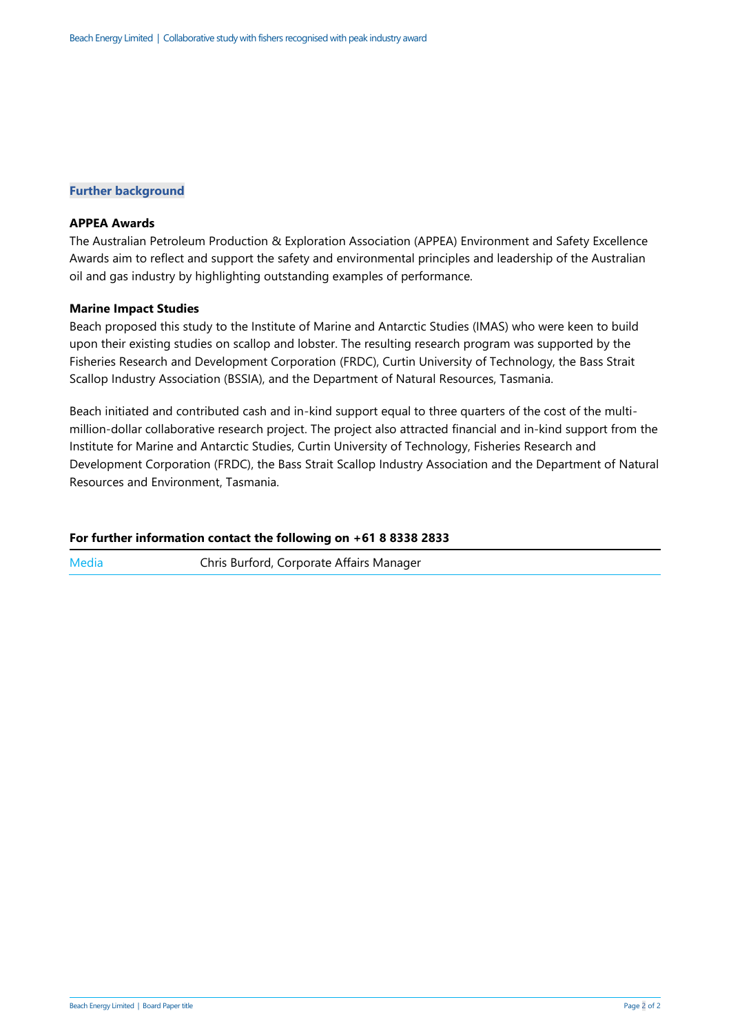## Further background

**APPEA Awards**

The Australian Petroleum Production & Exploration Association (APPEA) Environment and Safety Excellence Awards aim to reflect and support the safety and environmental principles and leadership of the Australian oil and gas industry by highlighting outstanding examples of performance.

**Marine Impact Studies**

Beach proposed this study to the Institute of Marine and Antarctic Studies (IMAS) who were keen to build upon their existing studies on scallop and lobster. The resulting research program was supported by the Fisheries Research and Development Corporation (FRDC), Curtin University of Technology, the Bass Strait Scallop Industry Association (BSSIA), and the Department of Natural Resources, Tasmania.

Beach initiated and contributed cash and in-kind support equal to three quarters of the cost of the multi-million-dollar collaborative research project. The project also attracted financial and in-kind support from the Institute for Marine and Antarctic Studies, Curtin University of Technology, Fisheries Research and Development Corporation (FRDC), the Bass Strait Scallop Industry Association and the Department of Natural Resources and Environment, Tasmania.

**For further information contact the following on +61 8 8338 2833**

| | |
|---|---|
| Media | Chris Burford, Corporate Affairs Manager |